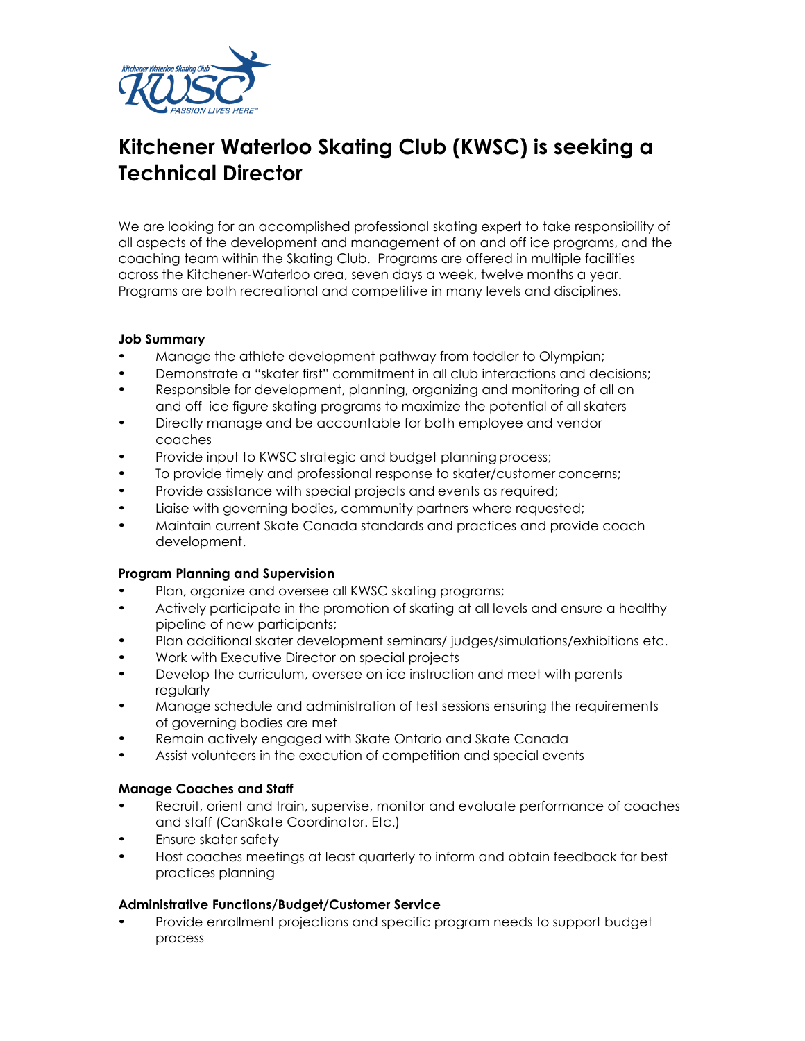# Kitchener Waterloo Skating Club (KWSC) is seeking a Technical Director

We are looking for an accomplished professional skating expert to take responsibility of all aspects of the development and management of on and off ice programs, and the coaching team within the Skating Club. Programs are offered in multiple facilities across the Kitchener-Waterloo area, seven days a week, twelve months a year. Programs are both recreational and competitive in many levels and disciplines.

**Job Summary**

- Manage the athlete development pathway from toddler to Olympian;
- Demonstrate a "skater first" commitment in all club interactions and decisions;
- Responsible for development, planning, organizing and monitoring of all on and off ice figure skating programs to maximize the potential of all skaters
- Directly manage and be accountable for both employee and vendor coaches
- Provide input to KWSC strategic and budget planning process;
- To provide timely and professional response to skater/customer concerns;
- Provide assistance with special projects and events as required;
- Liaise with governing bodies, community partners where requested;
- Maintain current Skate Canada standards and practices and provide coach development.

**Program Planning and Supervision**

- Plan, organize and oversee all KWSC skating programs;
- Actively participate in the promotion of skating at all levels and ensure a healthy pipeline of new participants;
- Plan additional skater development seminars/ judges/simulations/exhibitions etc.
- Work with Executive Director on special projects
- Develop the curriculum, oversee on ice instruction and meet with parents regularly
- Manage schedule and administration of test sessions ensuring the requirements of governing bodies are met
- Remain actively engaged with Skate Ontario and Skate Canada
- Assist volunteers in the execution of competition and special events

**Manage Coaches and Staff**

- Recruit, orient and train, supervise, monitor and evaluate performance of coaches and staff (CanSkate Coordinator. Etc.)
- Ensure skater safety
- Host coaches meetings at least quarterly to inform and obtain feedback for best practices planning

**Administrative Functions/Budget/Customer Service**

- Provide enrollment projections and specific program needs to support budget process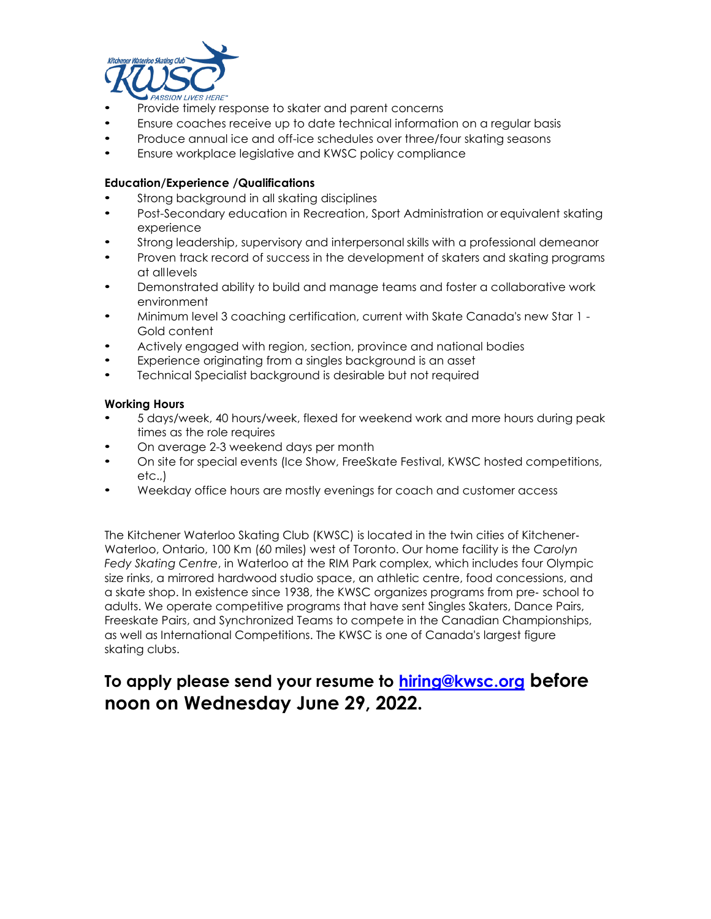- Provide timely response to skater and parent concerns
- Ensure coaches receive up to date technical information on a regular basis
- Produce annual ice and off-ice schedules over three/four skating seasons
- Ensure workplace legislative and KWSC policy compliance

**Education/Experience /Qualifications**

- Strong background in all skating disciplines
- Post-Secondary education in Recreation, Sport Administration or equivalent skating experience
- Strong leadership, supervisory and interpersonal skills with a professional demeanor
- Proven track record of success in the development of skaters and skating programs at all levels
- Demonstrated ability to build and manage teams and foster a collaborative work environment
- Minimum level 3 coaching certification, current with Skate Canada's new Star 1 - Gold content
- Actively engaged with region, section, province and national bodies
- Experience originating from a singles background is an asset
- Technical Specialist background is desirable but not required

**Working Hours**

- 5 days/week, 40 hours/week, flexed for weekend work and more hours during peak times as the role requires
- On average 2-3 weekend days per month
- On site for special events (Ice Show, FreeSkate Festival, KWSC hosted competitions, etc.,)
- Weekday office hours are mostly evenings for coach and customer access

The Kitchener Waterloo Skating Club (KWSC) is located in the twin cities of Kitchener-Waterloo, Ontario, 100 Km (60 miles) west of Toronto. Our home facility is the *Carolyn Fedy Skating Centre*, in Waterloo at the RIM Park complex, which includes four Olympic size rinks, a mirrored hardwood studio space, an athletic centre, food concessions, and a skate shop. In existence since 1938, the KWSC organizes programs from pre- school to adults. We operate competitive programs that have sent Singles Skaters, Dance Pairs, Freeskate Pairs, and Synchronized Teams to compete in the Canadian Championships, as well as International Competitions. The KWSC is one of Canada's largest figure skating clubs.

## To apply please send your resume to [hiring@kwsc.org](mailto:hiring@kwsc.org) before noon on Wednesday June 29, 2022.